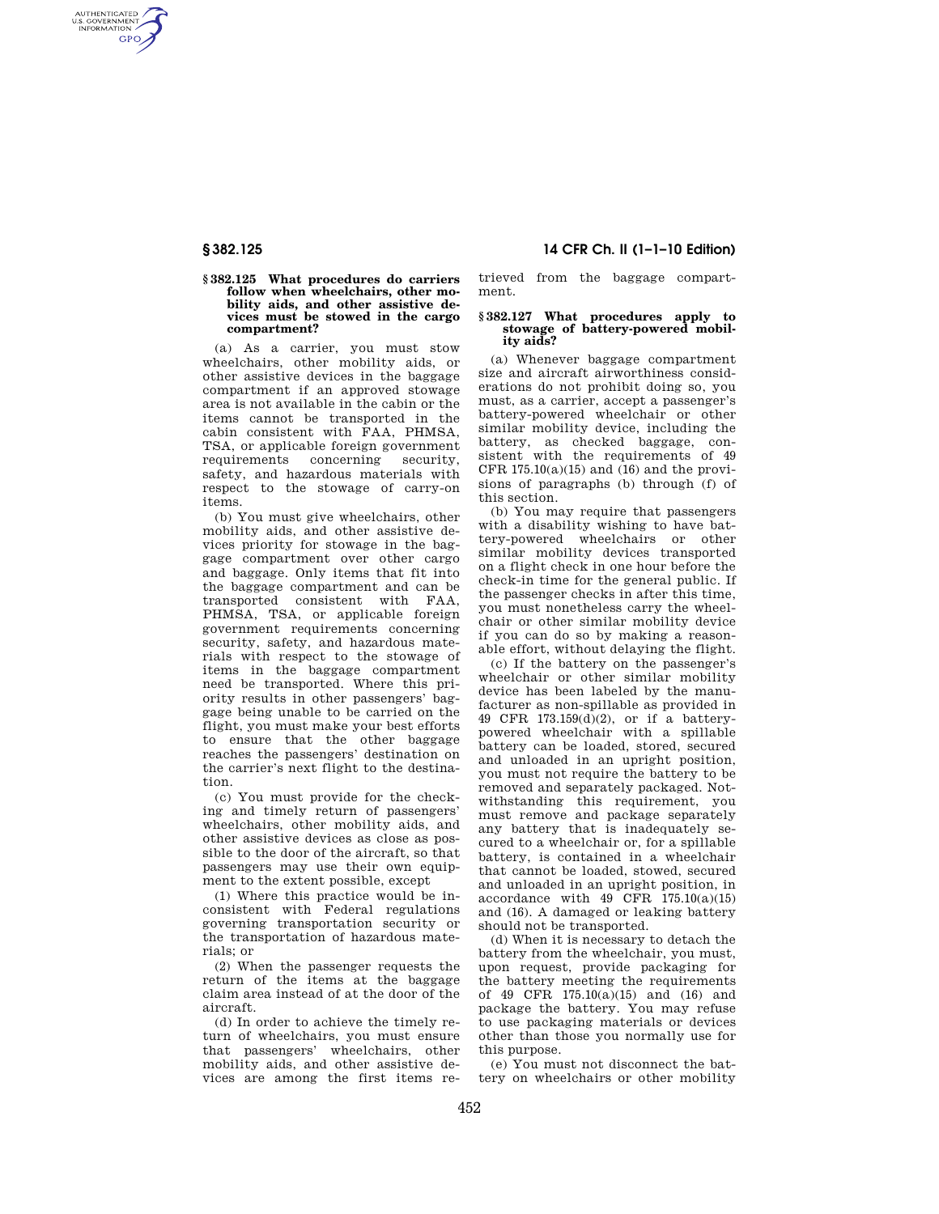### § 382.125 What procedures do carriers follow when wheelchairs, other mobility aids, and other assistive devices must be stowed in the cargo compartment?

(a) As a carrier, you must stow wheelchairs, other mobility aids, or other assistive devices in the baggage compartment if an approved stowage area is not available in the cabin or the items cannot be transported in the cabin consistent with FAA, PHMSA, TSA, or applicable foreign government requirements concerning security, safety, and hazardous materials with respect to the stowage of carry-on items.

(b) You must give wheelchairs, other mobility aids, and other assistive devices priority for stowage in the baggage compartment over other cargo and baggage. Only items that fit into the baggage compartment and can be transported consistent with FAA, PHMSA, TSA, or applicable foreign government requirements concerning security, safety, and hazardous materials with respect to the stowage of items in the baggage compartment need be transported. Where this priority results in other passengers' baggage being unable to be carried on the flight, you must make your best efforts to ensure that the other baggage reaches the passengers' destination on the carrier's next flight to the destination.

(c) You must provide for the checking and timely return of passengers' wheelchairs, other mobility aids, and other assistive devices as close as possible to the door of the aircraft, so that passengers may use their own equipment to the extent possible, except

(1) Where this practice would be inconsistent with Federal regulations governing transportation security or the transportation of hazardous materials; or

(2) When the passenger requests the return of the items at the baggage claim area instead of at the door of the aircraft.

(d) In order to achieve the timely return of wheelchairs, you must ensure that passengers' wheelchairs, other mobility aids, and other assistive devices are among the first items retrieved from the baggage compartment.

### § 382.127 What procedures apply to stowage of battery-powered mobility aids?

(a) Whenever baggage compartment size and aircraft airworthiness considerations do not prohibit doing so, you must, as a carrier, accept a passenger's battery-powered wheelchair or other similar mobility device, including the battery, as checked baggage, consistent with the requirements of 49 CFR 175.10(a)(15) and (16) and the provisions of paragraphs (b) through (f) of this section.

(b) You may require that passengers with a disability wishing to have battery-powered wheelchairs or other similar mobility devices transported on a flight check in one hour before the check-in time for the general public. If the passenger checks in after this time, you must nonetheless carry the wheelchair or other similar mobility device if you can do so by making a reasonable effort, without delaying the flight.

(c) If the battery on the passenger's wheelchair or other similar mobility device has been labeled by the manufacturer as non-spillable as provided in 49 CFR 173.159(d)(2), or if a battery-powered wheelchair with a spillable battery can be loaded, stored, secured and unloaded in an upright position, you must not require the battery to be removed and separately packaged. Notwithstanding this requirement, you must remove and package separately any battery that is inadequately secured to a wheelchair or, for a spillable battery, is contained in a wheelchair that cannot be loaded, stowed, secured and unloaded in an upright position, in accordance with 49 CFR 175.10(a)(15) and (16). A damaged or leaking battery should not be transported.

(d) When it is necessary to detach the battery from the wheelchair, you must, upon request, provide packaging for the battery meeting the requirements of 49 CFR 175.10(a)(15) and (16) and package the battery. You may refuse to use packaging materials or devices other than those you normally use for this purpose.

(e) You must not disconnect the battery on wheelchairs or other mobility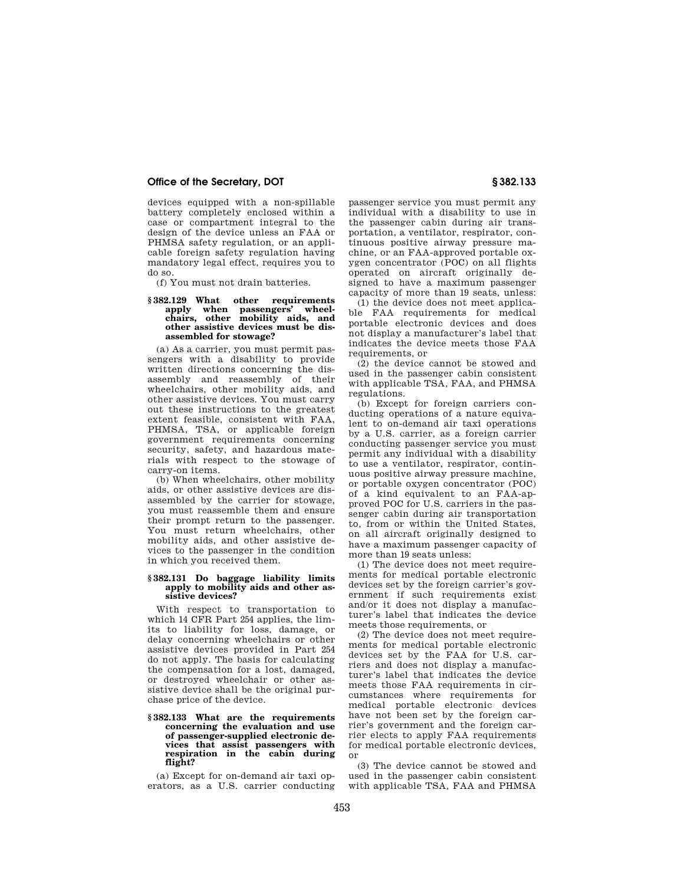devices equipped with a non-spillable battery completely enclosed within a case or compartment integral to the design of the device unless an FAA or PHMSA safety regulation, or an applicable foreign safety regulation having mandatory legal effect, requires you to do so.

(f) You must not drain batteries.

### § 382.129 What other requirements apply when passengers' wheelchairs, other mobility aids, and other assistive devices must be disassembled for stowage?

(a) As a carrier, you must permit passengers with a disability to provide written directions concerning the disassembly and reassembly of their wheelchairs, other mobility aids, and other assistive devices. You must carry out these instructions to the greatest extent feasible, consistent with FAA, PHMSA, TSA, or applicable foreign government requirements concerning security, safety, and hazardous materials with respect to the stowage of carry-on items.

(b) When wheelchairs, other mobility aids, or other assistive devices are disassembled by the carrier for stowage, you must reassemble them and ensure their prompt return to the passenger. You must return wheelchairs, other mobility aids, and other assistive devices to the passenger in the condition in which you received them.

### § 382.131 Do baggage liability limits apply to mobility aids and other assistive devices?

With respect to transportation to which 14 CFR Part 254 applies, the limits to liability for loss, damage, or delay concerning wheelchairs or other assistive devices provided in Part 254 do not apply. The basis for calculating the compensation for a lost, damaged, or destroyed wheelchair or other assistive device shall be the original purchase price of the device.

### § 382.133 What are the requirements concerning the evaluation and use of passenger-supplied electronic devices that assist passengers with respiration in the cabin during flight?

(a) Except for on-demand air taxi operators, as a U.S. carrier conducting passenger service you must permit any individual with a disability to use in the passenger cabin during air transportation, a ventilator, respirator, continuous positive airway pressure machine, or an FAA-approved portable oxygen concentrator (POC) on all flights operated on aircraft originally designed to have a maximum passenger capacity of more than 19 seats, unless:

(1) the device does not meet applicable FAA requirements for medical portable electronic devices and does not display a manufacturer's label that indicates the device meets those FAA requirements, or

(2) the device cannot be stowed and used in the passenger cabin consistent with applicable TSA, FAA, and PHMSA regulations.

(b) Except for foreign carriers conducting operations of a nature equivalent to on-demand air taxi operations by a U.S. carrier, as a foreign carrier conducting passenger service you must permit any individual with a disability to use a ventilator, respirator, continuous positive airway pressure machine, or portable oxygen concentrator (POC) of a kind equivalent to an FAA-approved POC for U.S. carriers in the passenger cabin during air transportation to, from or within the United States, on all aircraft originally designed to have a maximum passenger capacity of more than 19 seats unless:

(1) The device does not meet requirements for medical portable electronic devices set by the foreign carrier's government if such requirements exist and/or it does not display a manufacturer's label that indicates the device meets those requirements, or

(2) The device does not meet requirements for medical portable electronic devices set by the FAA for U.S. carriers and does not display a manufacturer's label that indicates the device meets those FAA requirements in circumstances where requirements for medical portable electronic devices have not been set by the foreign carrier's government and the foreign carrier elects to apply FAA requirements for medical portable electronic devices, or

(3) The device cannot be stowed and used in the passenger cabin consistent with applicable TSA, FAA and PHMSA